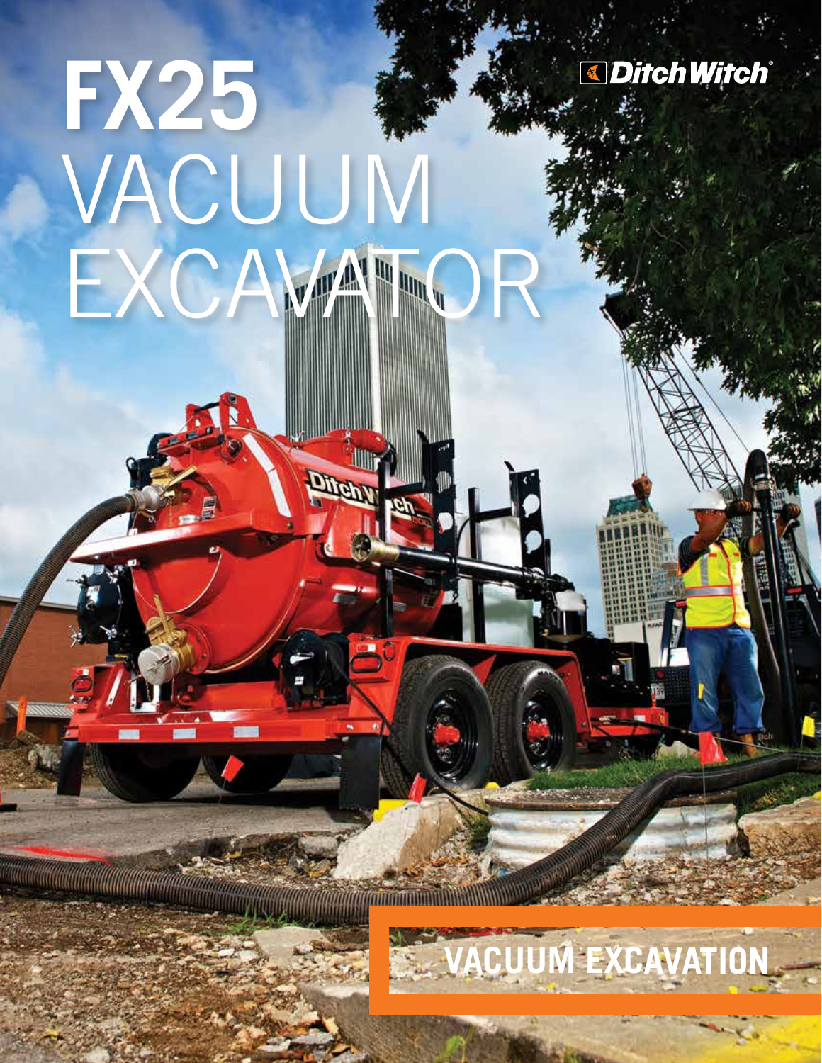# FX25 VACUUM EXCAVATOR

Ditch Witch®

VACUUM EXCAVATION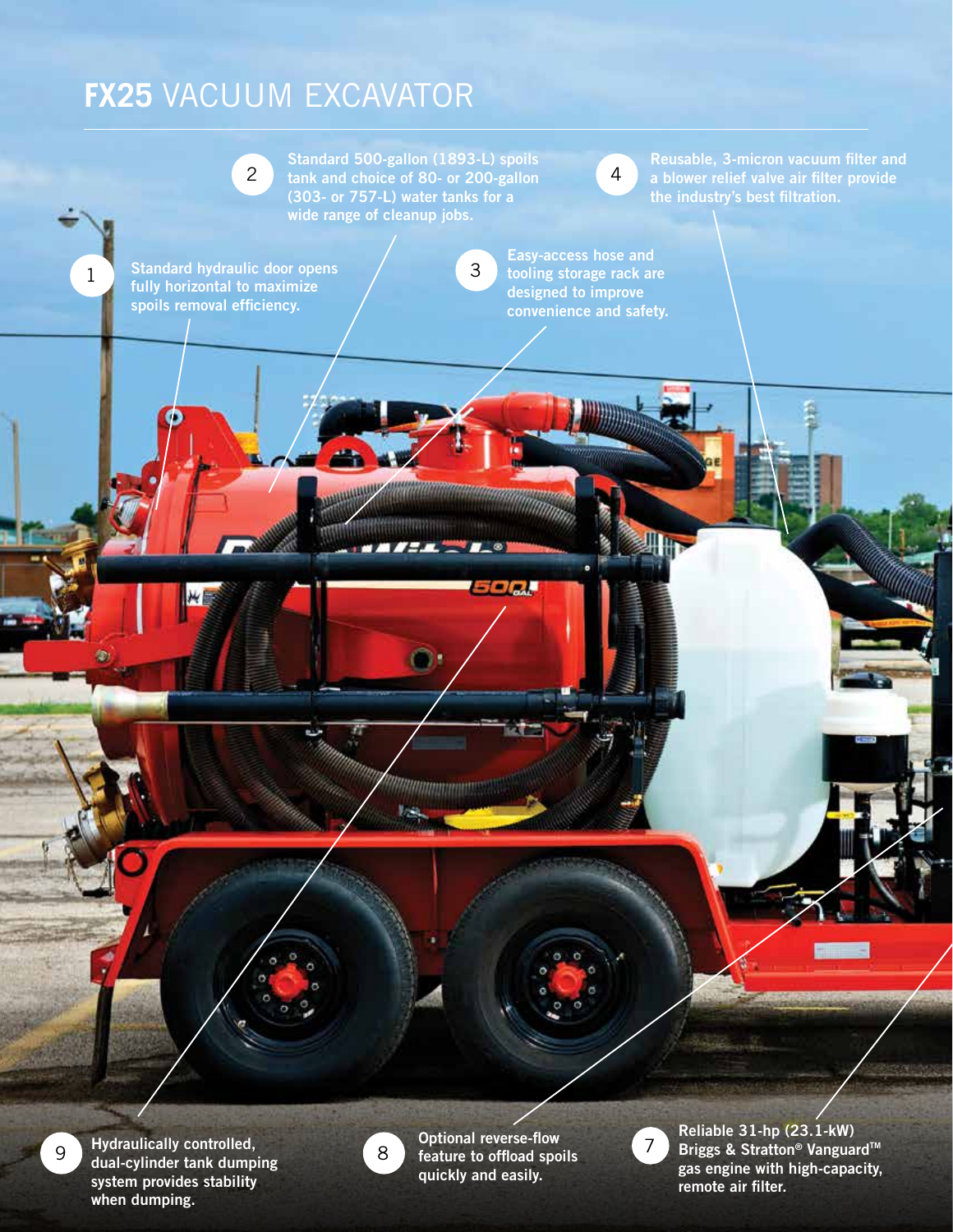# **FX25** VACUUM EXCAVATOR

1. Standard hydraulic door opens fully horizontal to maximize spoils removal efficiency.

2. Standard 500-gallon (1893-L) spoils tank and choice of 80- or 200-gallon (303- or 757-L) water tanks for a wide range of cleanup jobs.

3. Easy-access hose and tooling storage rack are designed to improve convenience and safety.

4. Reusable, 3-micron vacuum filter and a blower relief valve air filter provide the industry's best filtration.

7. Reliable 31-hp (23.1-kW) Briggs & Stratton® Vanguard™ gas engine with high-capacity, remote air filter.

8. Optional reverse-flow feature to offload spoils quickly and easily.

9. Hydraulically controlled, dual-cylinder tank dumping system provides stability when dumping.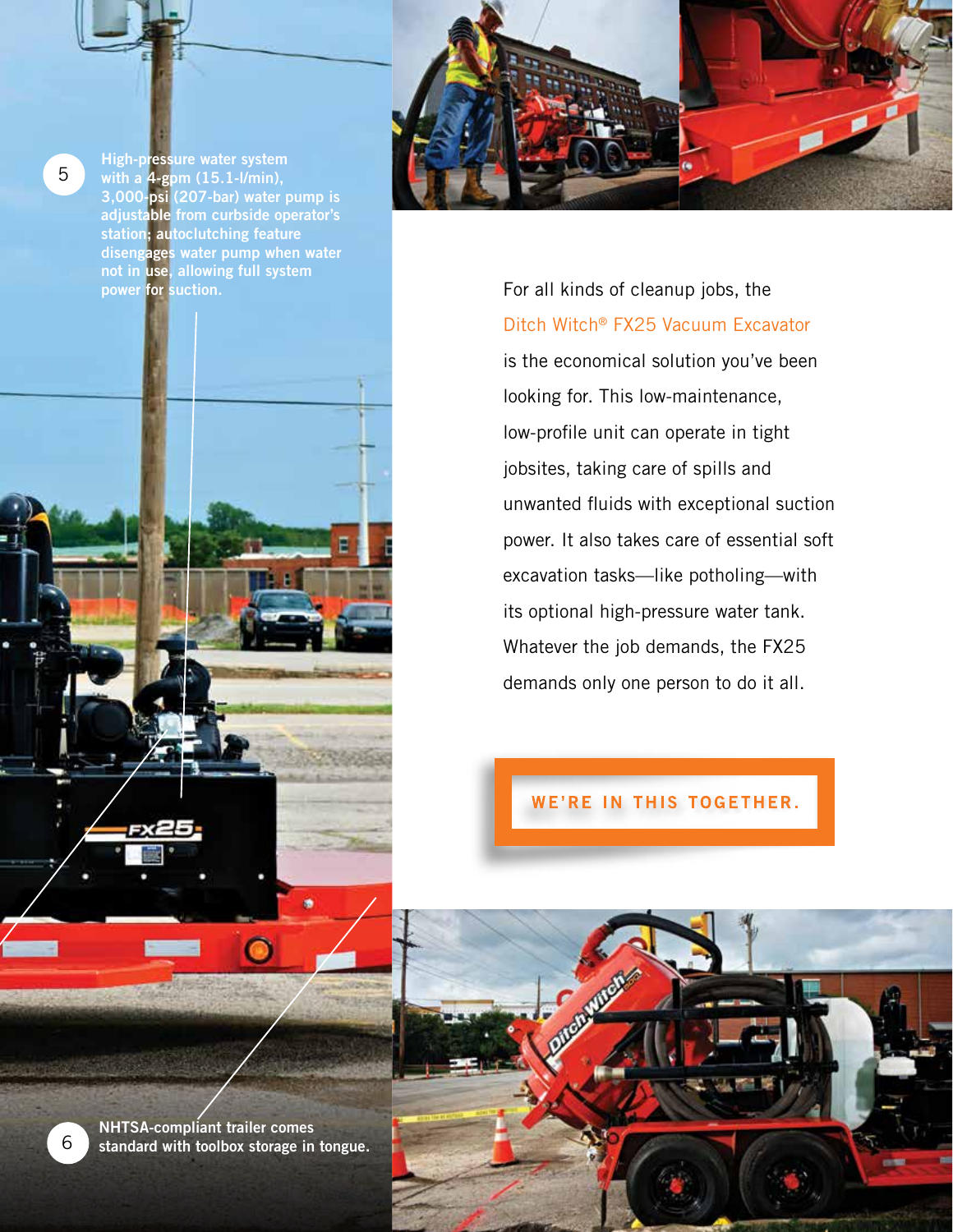5 High-pressure water system with a 4-gpm (15.1-l/min), 3,000-psi (207-bar) water pump is adjustable from curbside operator's station; autoclutching feature disengages water pump when water not in use, allowing full system power for suction.

For all kinds of cleanup jobs, the Ditch Witch® FX25 Vacuum Excavator is the economical solution you've been looking for. This low-maintenance, low-profile unit can operate in tight jobsites, taking care of spills and unwanted fluids with exceptional suction power. It also takes care of essential soft excavation tasks—like potholing—with its optional high-pressure water tank. Whatever the job demands, the FX25 demands only one person to do it all.

**WE'RE IN THIS TOGETHER.**

6 NHTSA-compliant trailer comes standard with toolbox storage in tongue.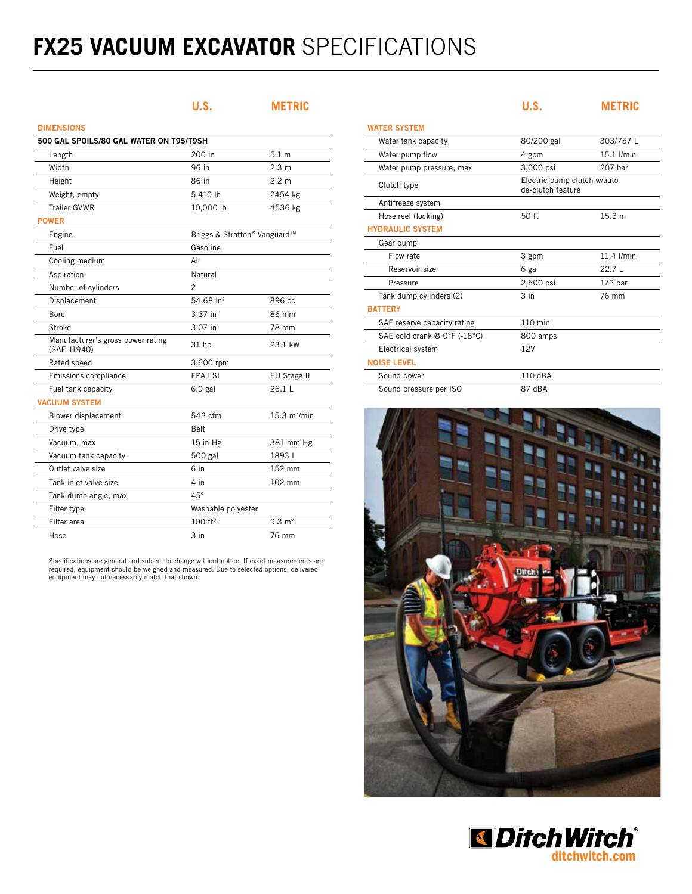# FX25 VACUUM EXCAVATOR SPECIFICATIONS

| | U.S. | METRIC |
|---|---|---|
| **DIMENSIONS** | | |
| **500 GAL SPOILS/80 GAL WATER ON T95/T9SH** | | |
| Length | 200 in | 5.1 m |
| Width | 96 in | 2.3 m |
| Height | 86 in | 2.2 m |
| Weight, empty | 5,410 lb | 2454 kg |
| Trailer GVWR | 10,000 lb | 4536 kg |
| **POWER** | | |
| Engine | Briggs & Stratton® Vanguard™ | |
| Fuel | Gasoline | |
| Cooling medium | Air | |
| Aspiration | Natural | |
| Number of cylinders | 2 | |
| Displacement | 54.68 in³ | 896 cc |
| Bore | 3.37 in | 86 mm |
| Stroke | 3.07 in | 78 mm |
| Manufacturer's gross power rating (SAE J1940) | 31 hp | 23.1 kW |
| Rated speed | 3,600 rpm | |
| Emissions compliance | EPA LSI | EU Stage II |
| Fuel tank capacity | 6.9 gal | 26.1 L |
| **VACUUM SYSTEM** | | |
| Blower displacement | 543 cfm | 15.3 m³/min |
| Drive type | Belt | |
| Vacuum, max | 15 in Hg | 381 mm Hg |
| Vacuum tank capacity | 500 gal | 1893 L |
| Outlet valve size | 6 in | 152 mm |
| Tank inlet valve size | 4 in | 102 mm |
| Tank dump angle, max | 45° | |
| Filter type | Washable polyester | |
| Filter area | 100 ft² | 9.3 m² |
| Hose | 3 in | 76 mm |

Specifications are general and subject to change without notice. If exact measurements are required, equipment should be weighed and measured. Due to selected options, delivered equipment may not necessarily match that shown.

| | U.S. | METRIC |
|---|---|---|
| **WATER SYSTEM** | | |
| Water tank capacity | 80/200 gal | 303/757 L |
| Water pump flow | 4 gpm | 15.1 l/min |
| Water pump pressure, max | 3,000 psi | 207 bar |
| Clutch type | Electric pump clutch w/auto de-clutch feature | |
| Antifreeze system | | |
| Hose reel (locking) | 50 ft | 15.3 m |
| **HYDRAULIC SYSTEM** | | |
| Gear pump | | |
| Flow rate | 3 gpm | 11.4 l/min |
| Reservoir size | 6 gal | 22.7 L |
| Pressure | 2,500 psi | 172 bar |
| Tank dump cylinders (2) | 3 in | 76 mm |
| **BATTERY** | | |
| SAE reserve capacity rating | 110 min | |
| SAE cold crank @ 0°F (-18°C) | 800 amps | |
| Electrical system | 12V | |
| **NOISE LEVEL** | | |
| Sound power | 110 dBA | |
| Sound pressure per ISO | 87 dBA | |

Ditch Witch®
ditchwitch.com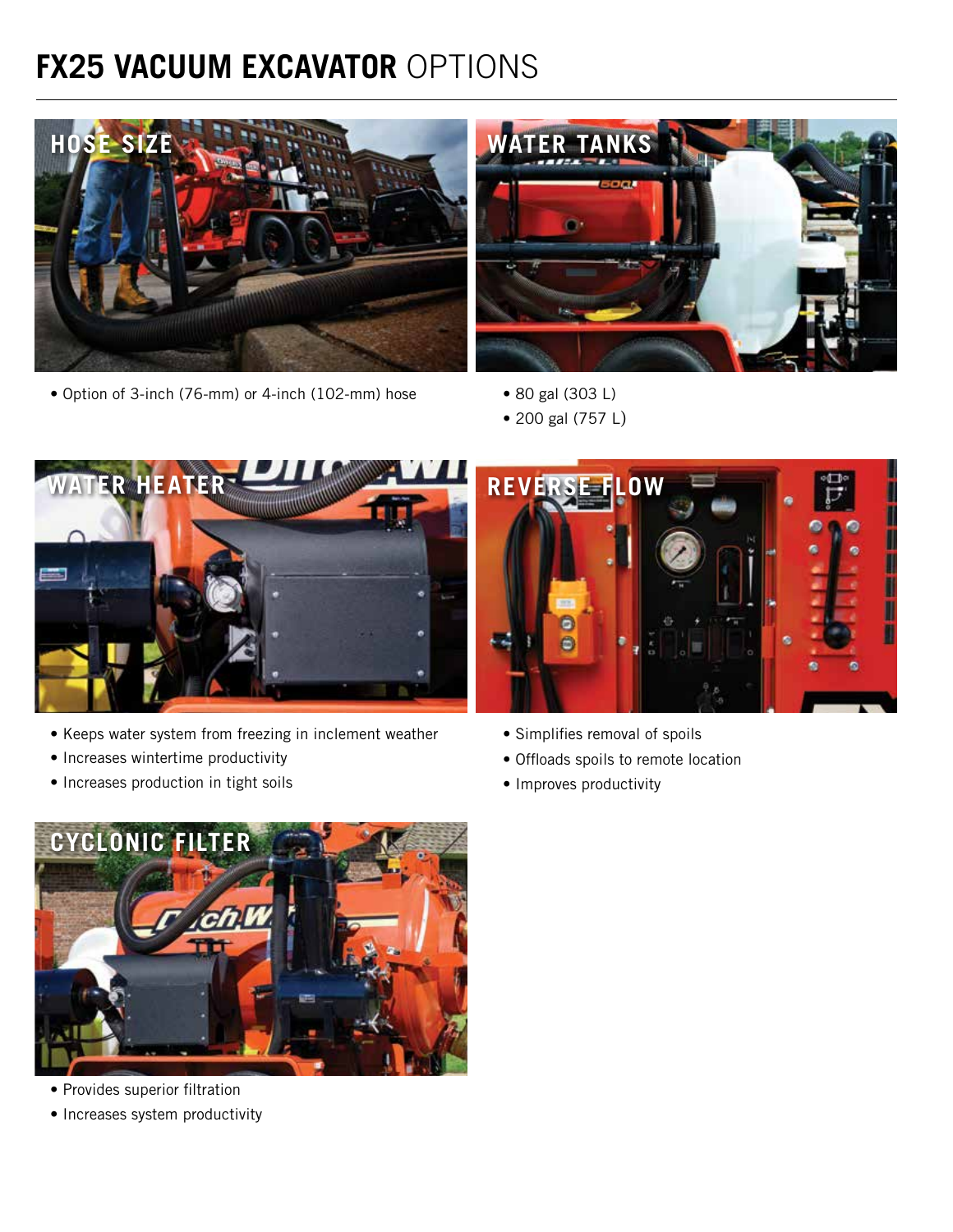# **FX25 VACUUM EXCAVATOR** OPTIONS

## HOSE SIZE

- Option of 3-inch (76-mm) or 4-inch (102-mm) hose

## WATER TANKS

- 80 gal (303 L)
- 200 gal (757 L)

## WATER HEATER

- Keeps water system from freezing in inclement weather
- Increases wintertime productivity
- Increases production in tight soils

## REVERSE FLOW

- Simplifies removal of spoils
- Offloads spoils to remote location
- Improves productivity

## CYCLONIC FILTER

- Provides superior filtration
- Increases system productivity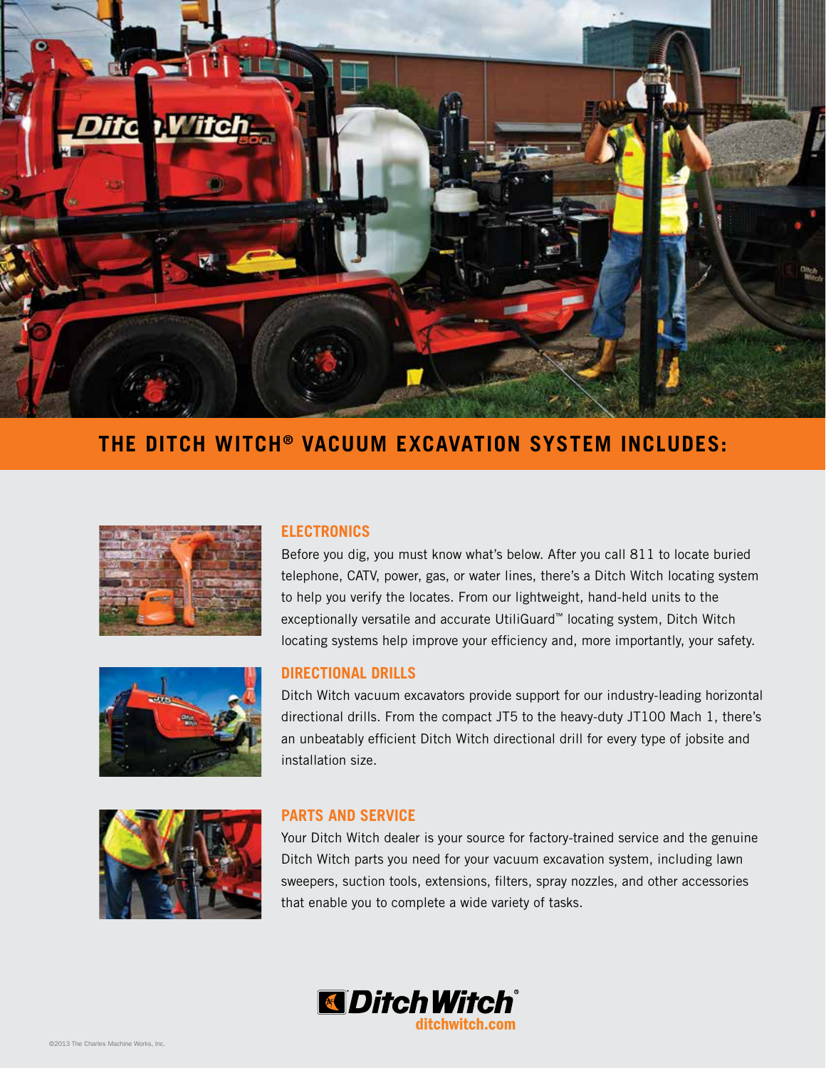## THE DITCH WITCH® VACUUM EXCAVATION SYSTEM INCLUDES:

### ELECTRONICS

Before you dig, you must know what's below. After you call 811 to locate buried telephone, CATV, power, gas, or water lines, there's a Ditch Witch locating system to help you verify the locates. From our lightweight, hand-held units to the exceptionally versatile and accurate UtiliGuard™ locating system, Ditch Witch locating systems help improve your efficiency and, more importantly, your safety.

### DIRECTIONAL DRILLS

Ditch Witch vacuum excavators provide support for our industry-leading horizontal directional drills. From the compact JT5 to the heavy-duty JT100 Mach 1, there's an unbeatably efficient Ditch Witch directional drill for every type of jobsite and installation size.

### PARTS AND SERVICE

Your Ditch Witch dealer is your source for factory-trained service and the genuine Ditch Witch parts you need for your vacuum excavation system, including lawn sweepers, suction tools, extensions, filters, spray nozzles, and other accessories that enable you to complete a wide variety of tasks.

Ditch Witch®
ditchwitch.com

©2013 The Charles Machine Works, Inc.